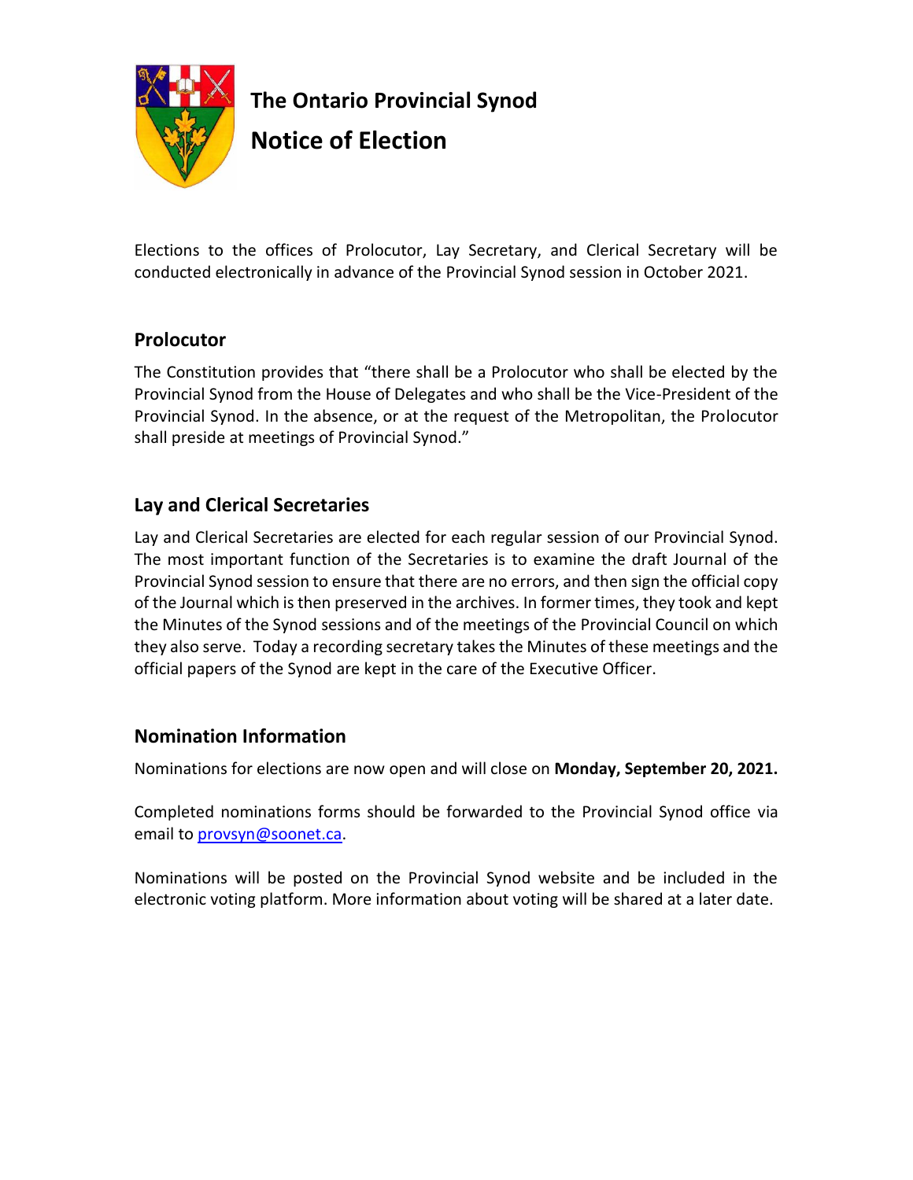# The Ontario Provincial Synod

# Notice of Election

Elections to the offices of Prolocutor, Lay Secretary, and Clerical Secretary will be conducted electronically in advance of the Provincial Synod session in October 2021.

## Prolocutor

The Constitution provides that "there shall be a Prolocutor who shall be elected by the Provincial Synod from the House of Delegates and who shall be the Vice-President of the Provincial Synod. In the absence, or at the request of the Metropolitan, the Prolocutor shall preside at meetings of Provincial Synod."

## Lay and Clerical Secretaries

Lay and Clerical Secretaries are elected for each regular session of our Provincial Synod. The most important function of the Secretaries is to examine the draft Journal of the Provincial Synod session to ensure that there are no errors, and then sign the official copy of the Journal which is then preserved in the archives. In former times, they took and kept the Minutes of the Synod sessions and of the meetings of the Provincial Council on which they also serve. Today a recording secretary takes the Minutes of these meetings and the official papers of the Synod are kept in the care of the Executive Officer.

## Nomination Information

Nominations for elections are now open and will close on **Monday, September 20, 2021.**

Completed nominations forms should be forwarded to the Provincial Synod office via email to provsyn@soonet.ca.

Nominations will be posted on the Provincial Synod website and be included in the electronic voting platform. More information about voting will be shared at a later date.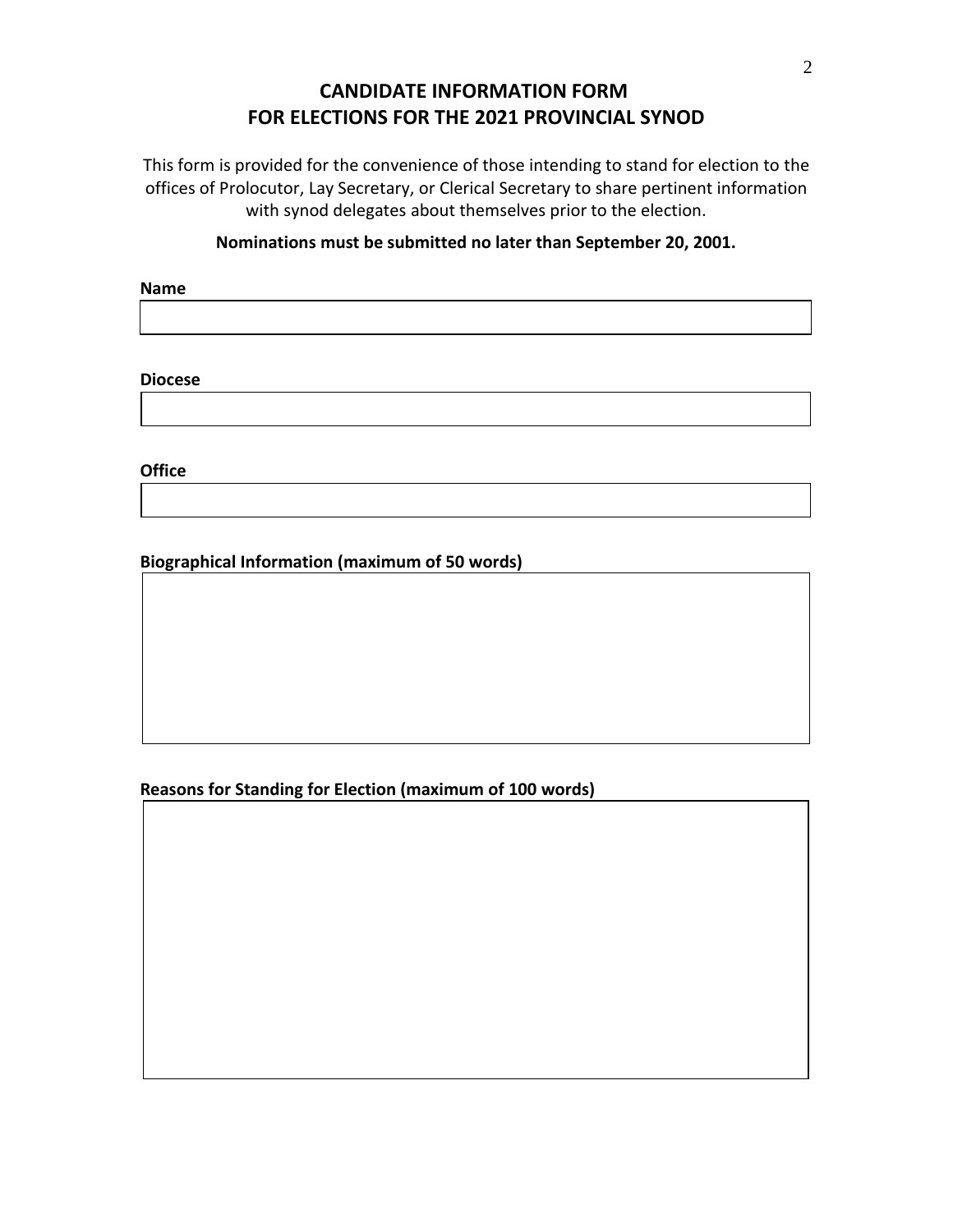# CANDIDATE INFORMATION FORM
# FOR ELECTIONS FOR THE 2021 PROVINCIAL SYNOD

This form is provided for the convenience of those intending to stand for election to the offices of Prolocutor, Lay Secretary, or Clerical Secretary to share pertinent information with synod delegates about themselves prior to the election.

**Nominations must be submitted no later than September 20, 2001.**

**Name**

**Diocese**

**Office**

**Biographical Information (maximum of 50 words)**

**Reasons for Standing for Election (maximum of 100 words)**